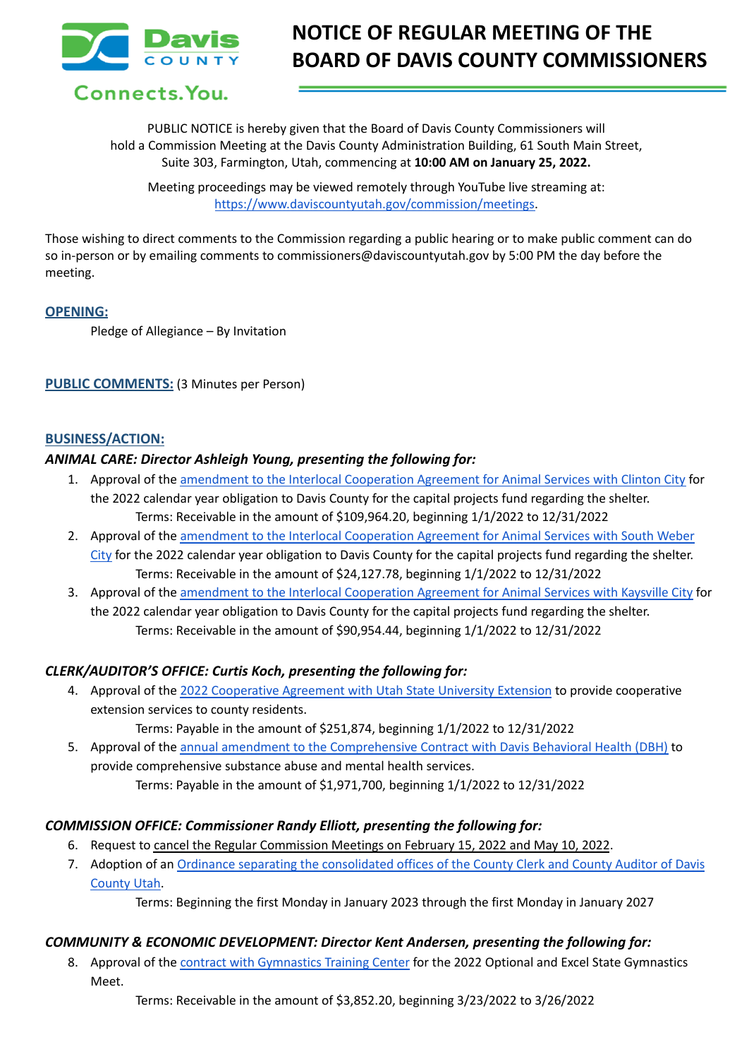# NOTICE OF REGULAR MEETING OF THE BOARD OF DAVIS COUNTY COMMISSIONERS

PUBLIC NOTICE is hereby given that the Board of Davis County Commissioners will hold a Commission Meeting at the Davis County Administration Building, 61 South Main Street, Suite 303, Farmington, Utah, commencing at **10:00 AM on January 25, 2022.**

Meeting proceedings may be viewed remotely through YouTube live streaming at: https://www.daviscountyutah.gov/commission/meetings.

Those wishing to direct comments to the Commission regarding a public hearing or to make public comment can do so in-person or by emailing comments to commissioners@daviscountyutah.gov by 5:00 PM the day before the meeting.

## OPENING:

Pledge of Allegiance – By Invitation

## PUBLIC COMMENTS: (3 Minutes per Person)

## BUSINESS/ACTION:

### *ANIMAL CARE: Director Ashleigh Young, presenting the following for:*

1. Approval of the amendment to the Interlocal Cooperation Agreement for Animal Services with Clinton City for the 2022 calendar year obligation to Davis County for the capital projects fund regarding the shelter.
   Terms: Receivable in the amount of $109,964.20, beginning 1/1/2022 to 12/31/2022
2. Approval of the amendment to the Interlocal Cooperation Agreement for Animal Services with South Weber City for the 2022 calendar year obligation to Davis County for the capital projects fund regarding the shelter.
   Terms: Receivable in the amount of $24,127.78, beginning 1/1/2022 to 12/31/2022
3. Approval of the amendment to the Interlocal Cooperation Agreement for Animal Services with Kaysville City for the 2022 calendar year obligation to Davis County for the capital projects fund regarding the shelter.
   Terms: Receivable in the amount of $90,954.44, beginning 1/1/2022 to 12/31/2022

### *CLERK/AUDITOR'S OFFICE: Curtis Koch, presenting the following for:*

4. Approval of the 2022 Cooperative Agreement with Utah State University Extension to provide cooperative extension services to county residents.
   Terms: Payable in the amount of $251,874, beginning 1/1/2022 to 12/31/2022
5. Approval of the annual amendment to the Comprehensive Contract with Davis Behavioral Health (DBH) to provide comprehensive substance abuse and mental health services.
   Terms: Payable in the amount of $1,971,700, beginning 1/1/2022 to 12/31/2022

### *COMMISSION OFFICE: Commissioner Randy Elliott, presenting the following for:*

6. Request to cancel the Regular Commission Meetings on February 15, 2022 and May 10, 2022.
7. Adoption of an Ordinance separating the consolidated offices of the County Clerk and County Auditor of Davis County Utah.
   Terms: Beginning the first Monday in January 2023 through the first Monday in January 2027

### *COMMUNITY & ECONOMIC DEVELOPMENT: Director Kent Andersen, presenting the following for:*

8. Approval of the contract with Gymnastics Training Center for the 2022 Optional and Excel State Gymnastics Meet.
   Terms: Receivable in the amount of $3,852.20, beginning 3/23/2022 to 3/26/2022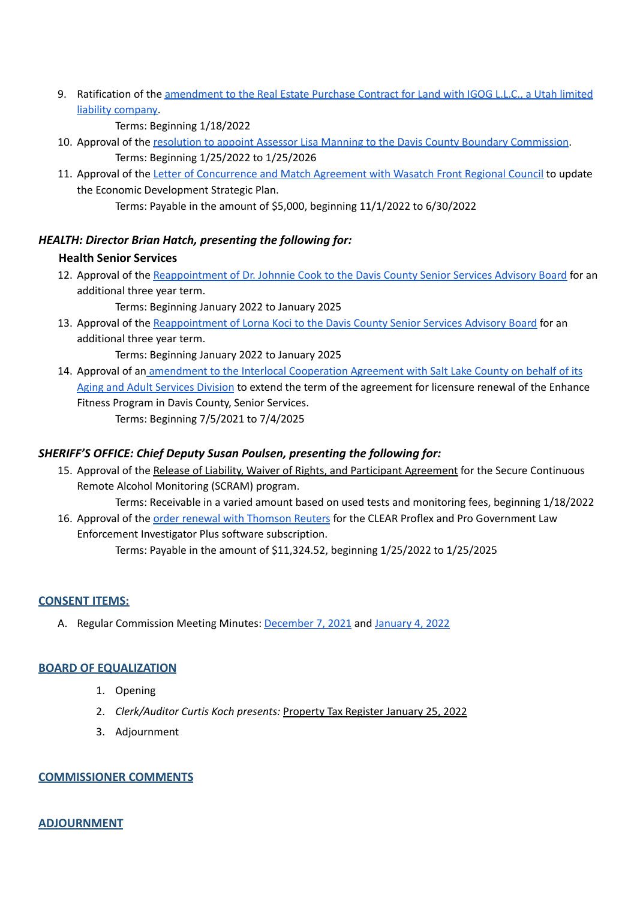9. Ratification of the amendment to the Real Estate Purchase Contract for Land with IGOG L.L.C., a Utah limited liability company.

   Terms: Beginning 1/18/2022

10. Approval of the resolution to appoint Assessor Lisa Manning to the Davis County Boundary Commission.

    Terms: Beginning 1/25/2022 to 1/25/2026

11. Approval of the Letter of Concurrence and Match Agreement with Wasatch Front Regional Council to update the Economic Development Strategic Plan.

    Terms: Payable in the amount of $5,000, beginning 11/1/2022 to 6/30/2022

### *HEALTH: Director Brian Hatch, presenting the following for:*

**Health Senior Services**

12. Approval of the Reappointment of Dr. Johnnie Cook to the Davis County Senior Services Advisory Board for an additional three year term.

    Terms: Beginning January 2022 to January 2025

13. Approval of the Reappointment of Lorna Koci to the Davis County Senior Services Advisory Board for an additional three year term.

    Terms: Beginning January 2022 to January 2025

14. Approval of an amendment to the Interlocal Cooperation Agreement with Salt Lake County on behalf of its Aging and Adult Services Division to extend the term of the agreement for licensure renewal of the Enhance Fitness Program in Davis County, Senior Services.

    Terms: Beginning 7/5/2021 to 7/4/2025

### *SHERIFF'S OFFICE: Chief Deputy Susan Poulsen, presenting the following for:*

15. Approval of the Release of Liability, Waiver of Rights, and Participant Agreement for the Secure Continuous Remote Alcohol Monitoring (SCRAM) program.

    Terms: Receivable in a varied amount based on used tests and monitoring fees, beginning 1/18/2022

16. Approval of the order renewal with Thomson Reuters for the CLEAR Proflex and Pro Government Law Enforcement Investigator Plus software subscription.

    Terms: Payable in the amount of $11,324.52, beginning 1/25/2022 to 1/25/2025

## CONSENT ITEMS:

A. Regular Commission Meeting Minutes: December 7, 2021 and January 4, 2022

## BOARD OF EQUALIZATION

1. Opening
2. *Clerk/Auditor Curtis Koch presents:* Property Tax Register January 25, 2022
3. Adjournment

## COMMISSIONER COMMENTS

## ADJOURNMENT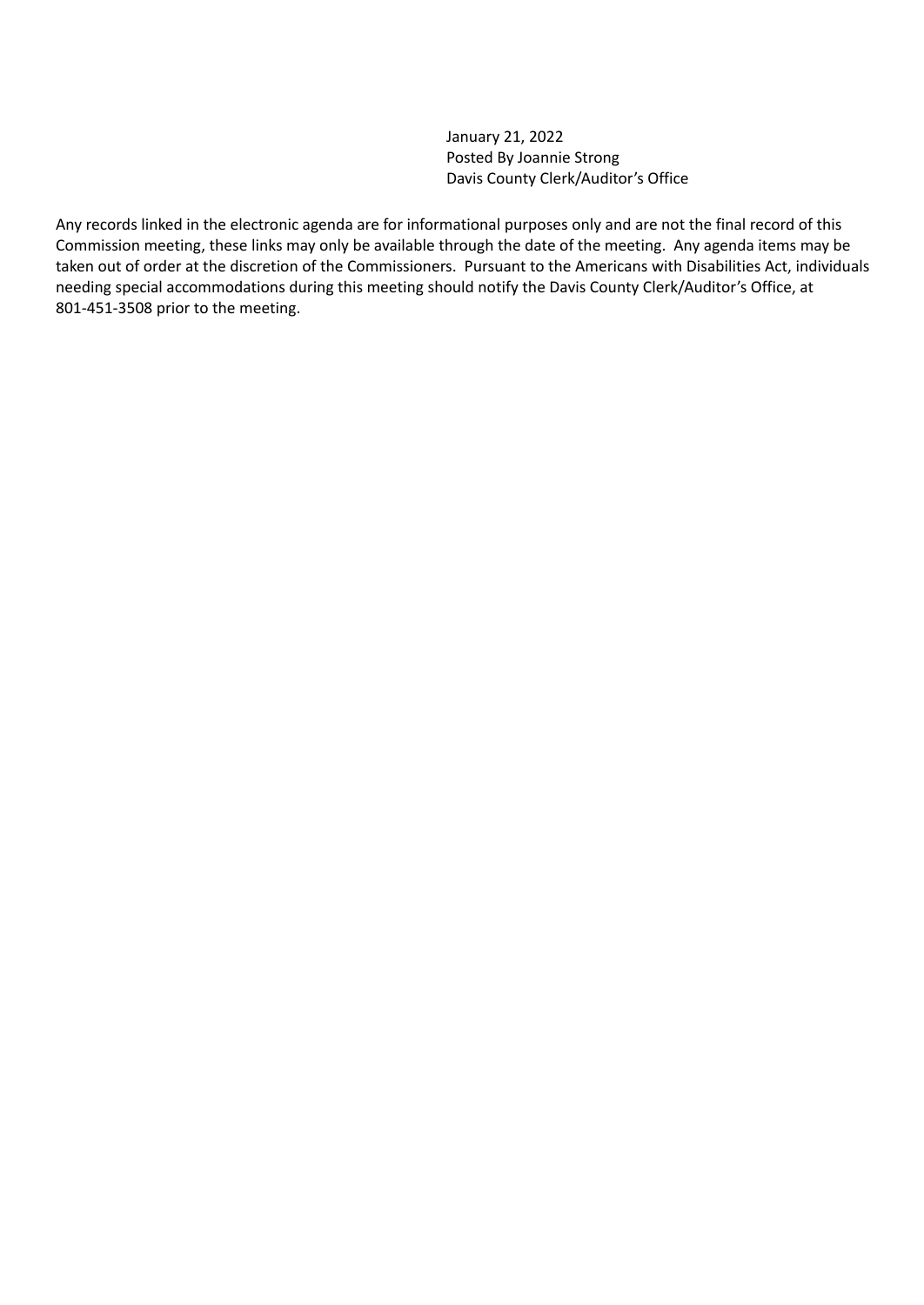January 21, 2022
Posted By Joannie Strong
Davis County Clerk/Auditor's Office

Any records linked in the electronic agenda are for informational purposes only and are not the final record of this Commission meeting, these links may only be available through the date of the meeting. Any agenda items may be taken out of order at the discretion of the Commissioners. Pursuant to the Americans with Disabilities Act, individuals needing special accommodations during this meeting should notify the Davis County Clerk/Auditor's Office, at 801-451-3508 prior to the meeting.